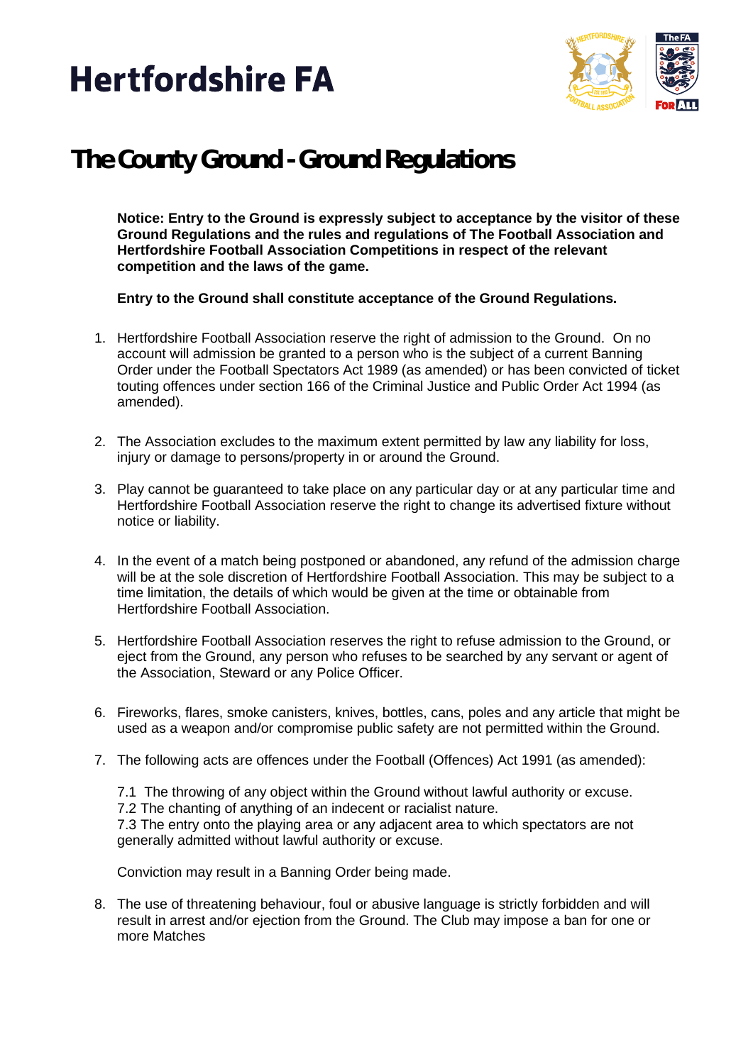# Hertfordshire FA

## The County Ground - Ground Regulations

**Notice: Entry to the Ground is expressly subject to acceptance by the visitor of these Ground Regulations and the rules and regulations of The Football Association and Hertfordshire Football Association Competitions in respect of the relevant competition and the laws of the game.**

**Entry to the Ground shall constitute acceptance of the Ground Regulations.**

1. Hertfordshire Football Association reserve the right of admission to the Ground. On no account will admission be granted to a person who is the subject of a current Banning Order under the Football Spectators Act 1989 (as amended) or has been convicted of ticket touting offences under section 166 of the Criminal Justice and Public Order Act 1994 (as amended).

2. The Association excludes to the maximum extent permitted by law any liability for loss, injury or damage to persons/property in or around the Ground.

3. Play cannot be guaranteed to take place on any particular day or at any particular time and Hertfordshire Football Association reserve the right to change its advertised fixture without notice or liability.

4. In the event of a match being postponed or abandoned, any refund of the admission charge will be at the sole discretion of Hertfordshire Football Association. This may be subject to a time limitation, the details of which would be given at the time or obtainable from Hertfordshire Football Association.

5. Hertfordshire Football Association reserves the right to refuse admission to the Ground, or eject from the Ground, any person who refuses to be searched by any servant or agent of the Association, Steward or any Police Officer.

6. Fireworks, flares, smoke canisters, knives, bottles, cans, poles and any article that might be used as a weapon and/or compromise public safety are not permitted within the Ground.

7. The following acts are offences under the Football (Offences) Act 1991 (as amended):

   7.1 The throwing of any object within the Ground without lawful authority or excuse.
   7.2 The chanting of anything of an indecent or racialist nature.
   7.3 The entry onto the playing area or any adjacent area to which spectators are not generally admitted without lawful authority or excuse.

   Conviction may result in a Banning Order being made.

8. The use of threatening behaviour, foul or abusive language is strictly forbidden and will result in arrest and/or ejection from the Ground. The Club may impose a ban for one or more Matches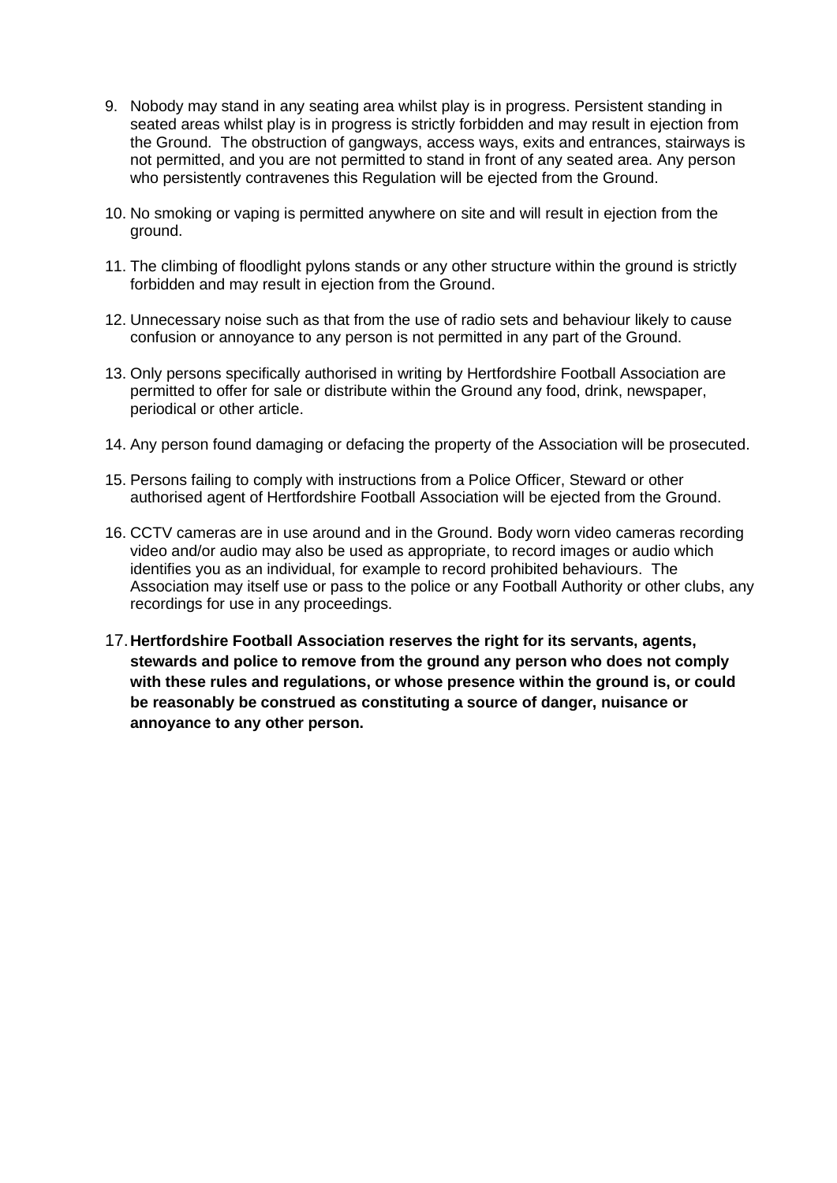9. Nobody may stand in any seating area whilst play is in progress. Persistent standing in seated areas whilst play is in progress is strictly forbidden and may result in ejection from the Ground. The obstruction of gangways, access ways, exits and entrances, stairways is not permitted, and you are not permitted to stand in front of any seated area. Any person who persistently contravenes this Regulation will be ejected from the Ground.

10. No smoking or vaping is permitted anywhere on site and will result in ejection from the ground.

11. The climbing of floodlight pylons stands or any other structure within the ground is strictly forbidden and may result in ejection from the Ground.

12. Unnecessary noise such as that from the use of radio sets and behaviour likely to cause confusion or annoyance to any person is not permitted in any part of the Ground.

13. Only persons specifically authorised in writing by Hertfordshire Football Association are permitted to offer for sale or distribute within the Ground any food, drink, newspaper, periodical or other article.

14. Any person found damaging or defacing the property of the Association will be prosecuted.

15. Persons failing to comply with instructions from a Police Officer, Steward or other authorised agent of Hertfordshire Football Association will be ejected from the Ground.

16. CCTV cameras are in use around and in the Ground. Body worn video cameras recording video and/or audio may also be used as appropriate, to record images or audio which identifies you as an individual, for example to record prohibited behaviours. The Association may itself use or pass to the police or any Football Authority or other clubs, any recordings for use in any proceedings.

17. **Hertfordshire Football Association reserves the right for its servants, agents, stewards and police to remove from the ground any person who does not comply with these rules and regulations, or whose presence within the ground is, or could be reasonably be construed as constituting a source of danger, nuisance or annoyance to any other person.**